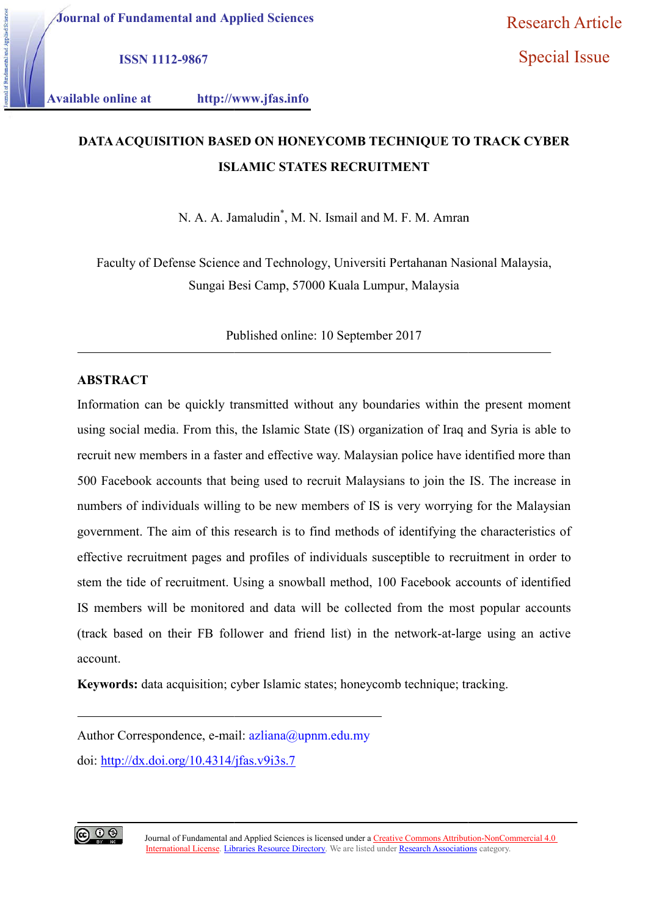Journal of Fundamental and Applied Sciences

ISSN 1112-9867

Available online at http://www.jfas.info

Research Article

Special Issue

# DATA ACQUISITION BASED ON HONEYCOMB TECHNIQUE TO TRACK CYBER ISLAMIC STATES RECRUITMENT

N. A. A. Jamaludin*, M. N. Ismail and M. F. M. Amran

Faculty of Defense Science and Technology, Universiti Pertahanan Nasional Malaysia, Sungai Besi Camp, 57000 Kuala Lumpur, Malaysia

Published online: 10 September 2017

## ABSTRACT

Information can be quickly transmitted without any boundaries within the present moment using social media. From this, the Islamic State (IS) organization of Iraq and Syria is able to recruit new members in a faster and effective way. Malaysian police have identified more than 500 Facebook accounts that being used to recruit Malaysians to join the IS. The increase in numbers of individuals willing to be new members of IS is very worrying for the Malaysian government. The aim of this research is to find methods of identifying the characteristics of effective recruitment pages and profiles of individuals susceptible to recruitment in order to stem the tide of recruitment. Using a snowball method, 100 Facebook accounts of identified IS members will be monitored and data will be collected from the most popular accounts (track based on their FB follower and friend list) in the network-at-large using an active account.

**Keywords:** data acquisition; cyber Islamic states; honeycomb technique; tracking.

Author Correspondence, e-mail: azliana@upnm.edu.my

doi: http://dx.doi.org/10.4314/jfas.v9i3s.7

Journal of Fundamental and Applied Sciences is licensed under a Creative Commons Attribution-NonCommercial 4.0 International License. Libraries Resource Directory. We are listed under Research Associations category.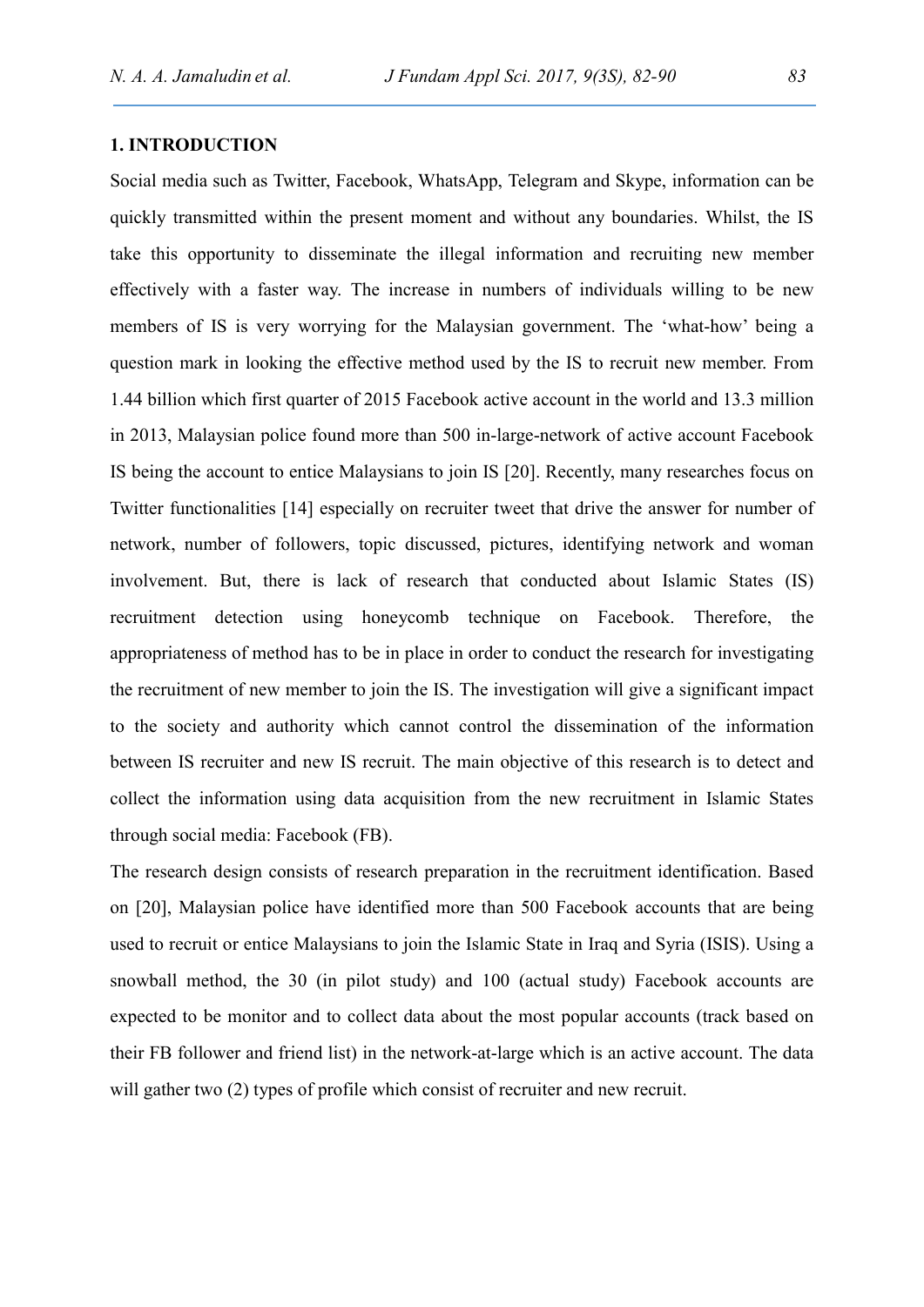## 1. INTRODUCTION

Social media such as Twitter, Facebook, WhatsApp, Telegram and Skype, information can be quickly transmitted within the present moment and without any boundaries. Whilst, the IS take this opportunity to disseminate the illegal information and recruiting new member effectively with a faster way. The increase in numbers of individuals willing to be new members of IS is very worrying for the Malaysian government. The 'what-how' being a question mark in looking the effective method used by the IS to recruit new member. From 1.44 billion which first quarter of 2015 Facebook active account in the world and 13.3 million in 2013, Malaysian police found more than 500 in-large-network of active account Facebook IS being the account to entice Malaysians to join IS [20]. Recently, many researches focus on Twitter functionalities [14] especially on recruiter tweet that drive the answer for number of network, number of followers, topic discussed, pictures, identifying network and woman involvement. But, there is lack of research that conducted about Islamic States (IS) recruitment detection using honeycomb technique on Facebook. Therefore, the appropriateness of method has to be in place in order to conduct the research for investigating the recruitment of new member to join the IS. The investigation will give a significant impact to the society and authority which cannot control the dissemination of the information between IS recruiter and new IS recruit. The main objective of this research is to detect and collect the information using data acquisition from the new recruitment in Islamic States through social media: Facebook (FB).

The research design consists of research preparation in the recruitment identification. Based on [20], Malaysian police have identified more than 500 Facebook accounts that are being used to recruit or entice Malaysians to join the Islamic State in Iraq and Syria (ISIS). Using a snowball method, the 30 (in pilot study) and 100 (actual study) Facebook accounts are expected to be monitor and to collect data about the most popular accounts (track based on their FB follower and friend list) in the network-at-large which is an active account. The data will gather two (2) types of profile which consist of recruiter and new recruit.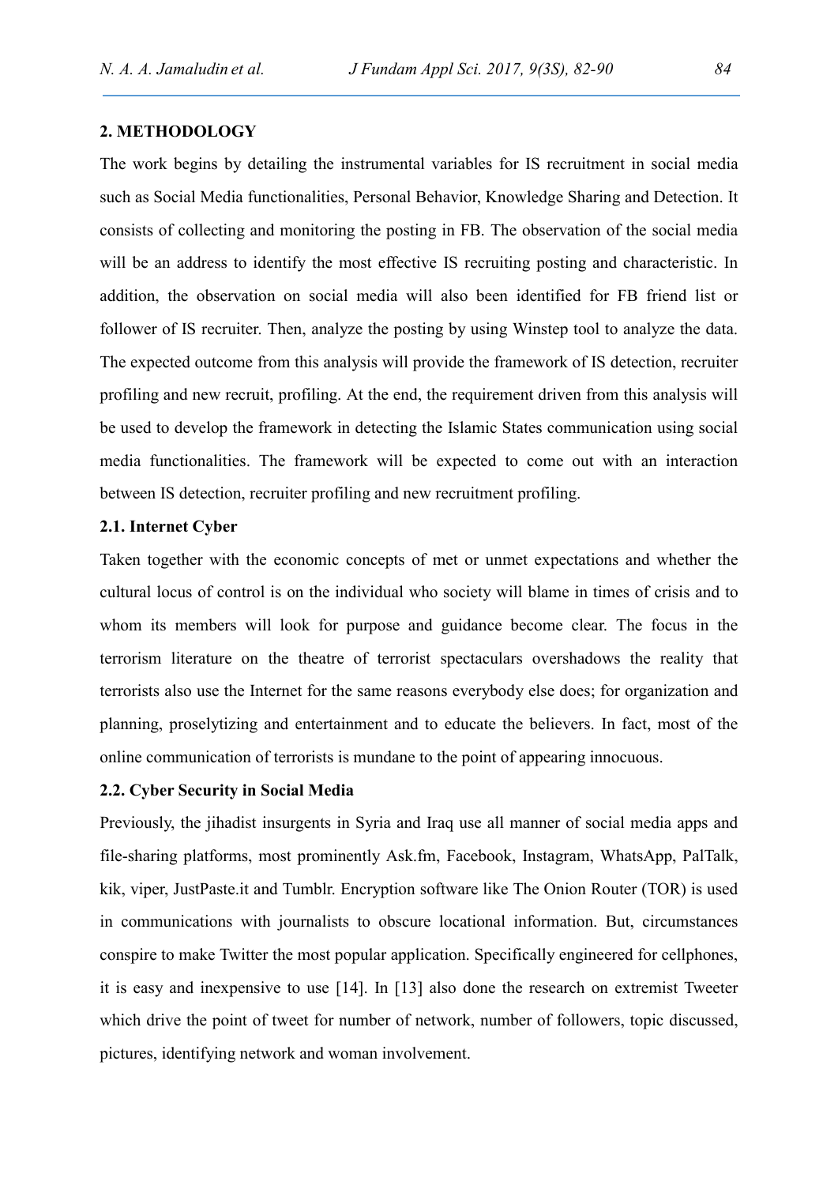## 2. METHODOLOGY

The work begins by detailing the instrumental variables for IS recruitment in social media such as Social Media functionalities, Personal Behavior, Knowledge Sharing and Detection. It consists of collecting and monitoring the posting in FB. The observation of the social media will be an address to identify the most effective IS recruiting posting and characteristic. In addition, the observation on social media will also been identified for FB friend list or follower of IS recruiter. Then, analyze the posting by using Winstep tool to analyze the data. The expected outcome from this analysis will provide the framework of IS detection, recruiter profiling and new recruit, profiling. At the end, the requirement driven from this analysis will be used to develop the framework in detecting the Islamic States communication using social media functionalities. The framework will be expected to come out with an interaction between IS detection, recruiter profiling and new recruitment profiling.

### 2.1. Internet Cyber

Taken together with the economic concepts of met or unmet expectations and whether the cultural locus of control is on the individual who society will blame in times of crisis and to whom its members will look for purpose and guidance become clear. The focus in the terrorism literature on the theatre of terrorist spectaculars overshadows the reality that terrorists also use the Internet for the same reasons everybody else does; for organization and planning, proselytizing and entertainment and to educate the believers. In fact, most of the online communication of terrorists is mundane to the point of appearing innocuous.

### 2.2. Cyber Security in Social Media

Previously, the jihadist insurgents in Syria and Iraq use all manner of social media apps and file-sharing platforms, most prominently Ask.fm, Facebook, Instagram, WhatsApp, PalTalk, kik, viper, JustPaste.it and Tumblr. Encryption software like The Onion Router (TOR) is used in communications with journalists to obscure locational information. But, circumstances conspire to make Twitter the most popular application. Specifically engineered for cellphones, it is easy and inexpensive to use [14]. In [13] also done the research on extremist Tweeter which drive the point of tweet for number of network, number of followers, topic discussed, pictures, identifying network and woman involvement.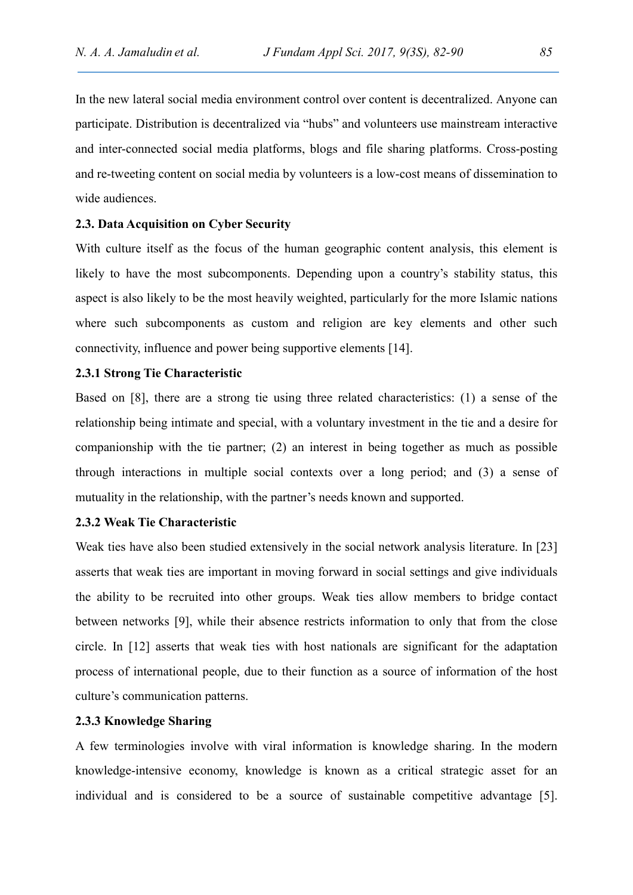In the new lateral social media environment control over content is decentralized. Anyone can participate. Distribution is decentralized via "hubs" and volunteers use mainstream interactive and inter-connected social media platforms, blogs and file sharing platforms. Cross-posting and re-tweeting content on social media by volunteers is a low-cost means of dissemination to wide audiences.

### 2.3. Data Acquisition on Cyber Security

With culture itself as the focus of the human geographic content analysis, this element is likely to have the most subcomponents. Depending upon a country's stability status, this aspect is also likely to be the most heavily weighted, particularly for the more Islamic nations where such subcomponents as custom and religion are key elements and other such connectivity, influence and power being supportive elements [14].

#### 2.3.1 Strong Tie Characteristic

Based on [8], there are a strong tie using three related characteristics: (1) a sense of the relationship being intimate and special, with a voluntary investment in the tie and a desire for companionship with the tie partner; (2) an interest in being together as much as possible through interactions in multiple social contexts over a long period; and (3) a sense of mutuality in the relationship, with the partner's needs known and supported.

#### 2.3.2 Weak Tie Characteristic

Weak ties have also been studied extensively in the social network analysis literature. In [23] asserts that weak ties are important in moving forward in social settings and give individuals the ability to be recruited into other groups. Weak ties allow members to bridge contact between networks [9], while their absence restricts information to only that from the close circle. In [12] asserts that weak ties with host nationals are significant for the adaptation process of international people, due to their function as a source of information of the host culture's communication patterns.

#### 2.3.3 Knowledge Sharing

A few terminologies involve with viral information is knowledge sharing. In the modern knowledge-intensive economy, knowledge is known as a critical strategic asset for an individual and is considered to be a source of sustainable competitive advantage [5].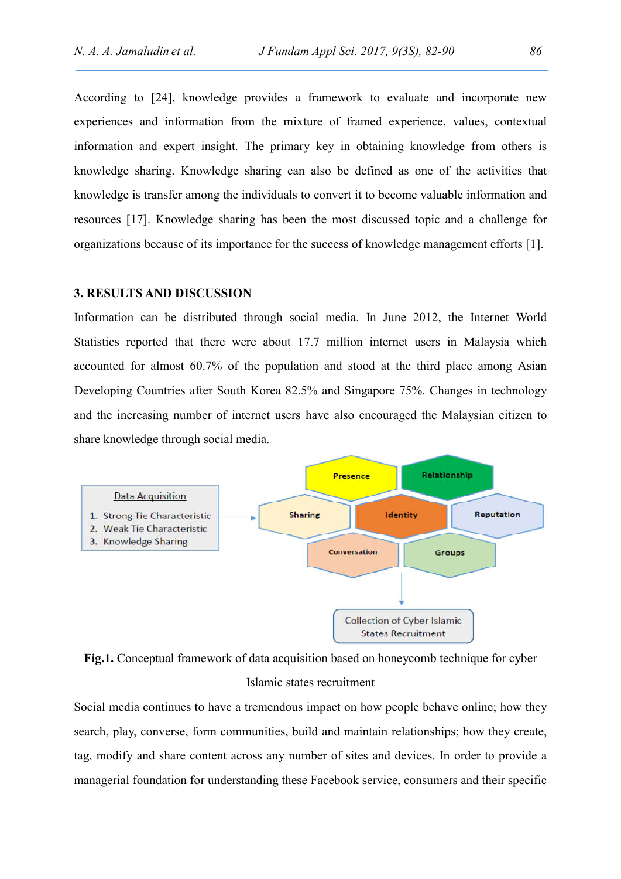According to [24], knowledge provides a framework to evaluate and incorporate new experiences and information from the mixture of framed experience, values, contextual information and expert insight. The primary key in obtaining knowledge from others is knowledge sharing. Knowledge sharing can also be defined as one of the activities that knowledge is transfer among the individuals to convert it to become valuable information and resources [17]. Knowledge sharing has been the most discussed topic and a challenge for organizations because of its importance for the success of knowledge management efforts [1].

## 3. RESULTS AND DISCUSSION

Information can be distributed through social media. In June 2012, the Internet World Statistics reported that there were about 17.7 million internet users in Malaysia which accounted for almost 60.7% of the population and stood at the third place among Asian Developing Countries after South Korea 82.5% and Singapore 75%. Changes in technology and the increasing number of internet users have also encouraged the Malaysian citizen to share knowledge through social media.

Data Acquisition

1. Strong Tie Characteristic
2. Weak Tie Characteristic
3. Knowledge Sharing

Presence, Relationship, Sharing, Identity, Reputation, Conversation, Groups

Collection of Cyber Islamic States Recruitment

**Fig.1.** Conceptual framework of data acquisition based on honeycomb technique for cyber Islamic states recruitment

Social media continues to have a tremendous impact on how people behave online; how they search, play, converse, form communities, build and maintain relationships; how they create, tag, modify and share content across any number of sites and devices. In order to provide a managerial foundation for understanding these Facebook service, consumers and their specific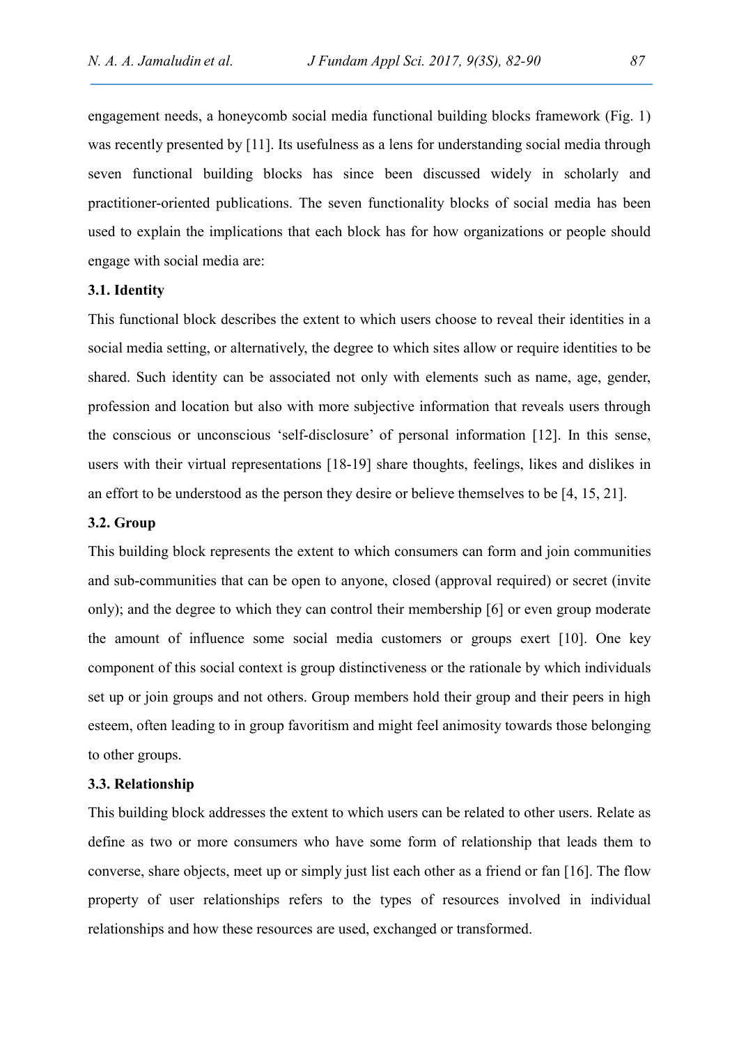engagement needs, a honeycomb social media functional building blocks framework (Fig. 1) was recently presented by [11]. Its usefulness as a lens for understanding social media through seven functional building blocks has since been discussed widely in scholarly and practitioner-oriented publications. The seven functionality blocks of social media has been used to explain the implications that each block has for how organizations or people should engage with social media are:

### 3.1. Identity

This functional block describes the extent to which users choose to reveal their identities in a social media setting, or alternatively, the degree to which sites allow or require identities to be shared. Such identity can be associated not only with elements such as name, age, gender, profession and location but also with more subjective information that reveals users through the conscious or unconscious 'self-disclosure' of personal information [12]. In this sense, users with their virtual representations [18-19] share thoughts, feelings, likes and dislikes in an effort to be understood as the person they desire or believe themselves to be [4, 15, 21].

### 3.2. Group

This building block represents the extent to which consumers can form and join communities and sub-communities that can be open to anyone, closed (approval required) or secret (invite only); and the degree to which they can control their membership [6] or even group moderate the amount of influence some social media customers or groups exert [10]. One key component of this social context is group distinctiveness or the rationale by which individuals set up or join groups and not others. Group members hold their group and their peers in high esteem, often leading to in group favoritism and might feel animosity towards those belonging to other groups.

### 3.3. Relationship

This building block addresses the extent to which users can be related to other users. Relate as define as two or more consumers who have some form of relationship that leads them to converse, share objects, meet up or simply just list each other as a friend or fan [16]. The flow property of user relationships refers to the types of resources involved in individual relationships and how these resources are used, exchanged or transformed.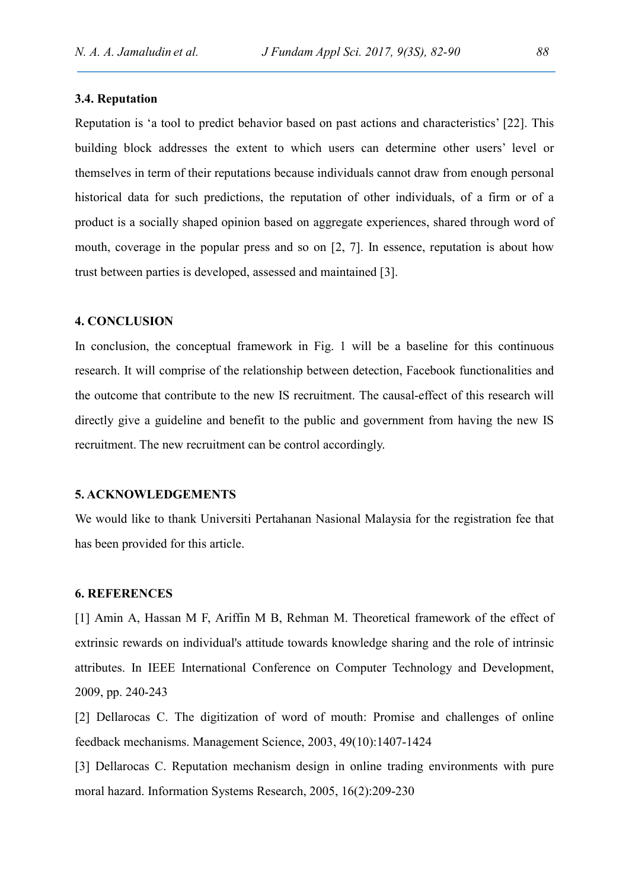### 3.4. Reputation

Reputation is 'a tool to predict behavior based on past actions and characteristics' [22]. This building block addresses the extent to which users can determine other users' level or themselves in term of their reputations because individuals cannot draw from enough personal historical data for such predictions, the reputation of other individuals, of a firm or of a product is a socially shaped opinion based on aggregate experiences, shared through word of mouth, coverage in the popular press and so on [2, 7]. In essence, reputation is about how trust between parties is developed, assessed and maintained [3].

## 4. CONCLUSION

In conclusion, the conceptual framework in Fig. 1 will be a baseline for this continuous research. It will comprise of the relationship between detection, Facebook functionalities and the outcome that contribute to the new IS recruitment. The causal-effect of this research will directly give a guideline and benefit to the public and government from having the new IS recruitment. The new recruitment can be control accordingly.

## 5. ACKNOWLEDGEMENTS

We would like to thank Universiti Pertahanan Nasional Malaysia for the registration fee that has been provided for this article.

## 6. REFERENCES

[1] Amin A, Hassan M F, Ariffin M B, Rehman M. Theoretical framework of the effect of extrinsic rewards on individual's attitude towards knowledge sharing and the role of intrinsic attributes. In IEEE International Conference on Computer Technology and Development, 2009, pp. 240-243

[2] Dellarocas C. The digitization of word of mouth: Promise and challenges of online feedback mechanisms. Management Science, 2003, 49(10):1407-1424

[3] Dellarocas C. Reputation mechanism design in online trading environments with pure moral hazard. Information Systems Research, 2005, 16(2):209-230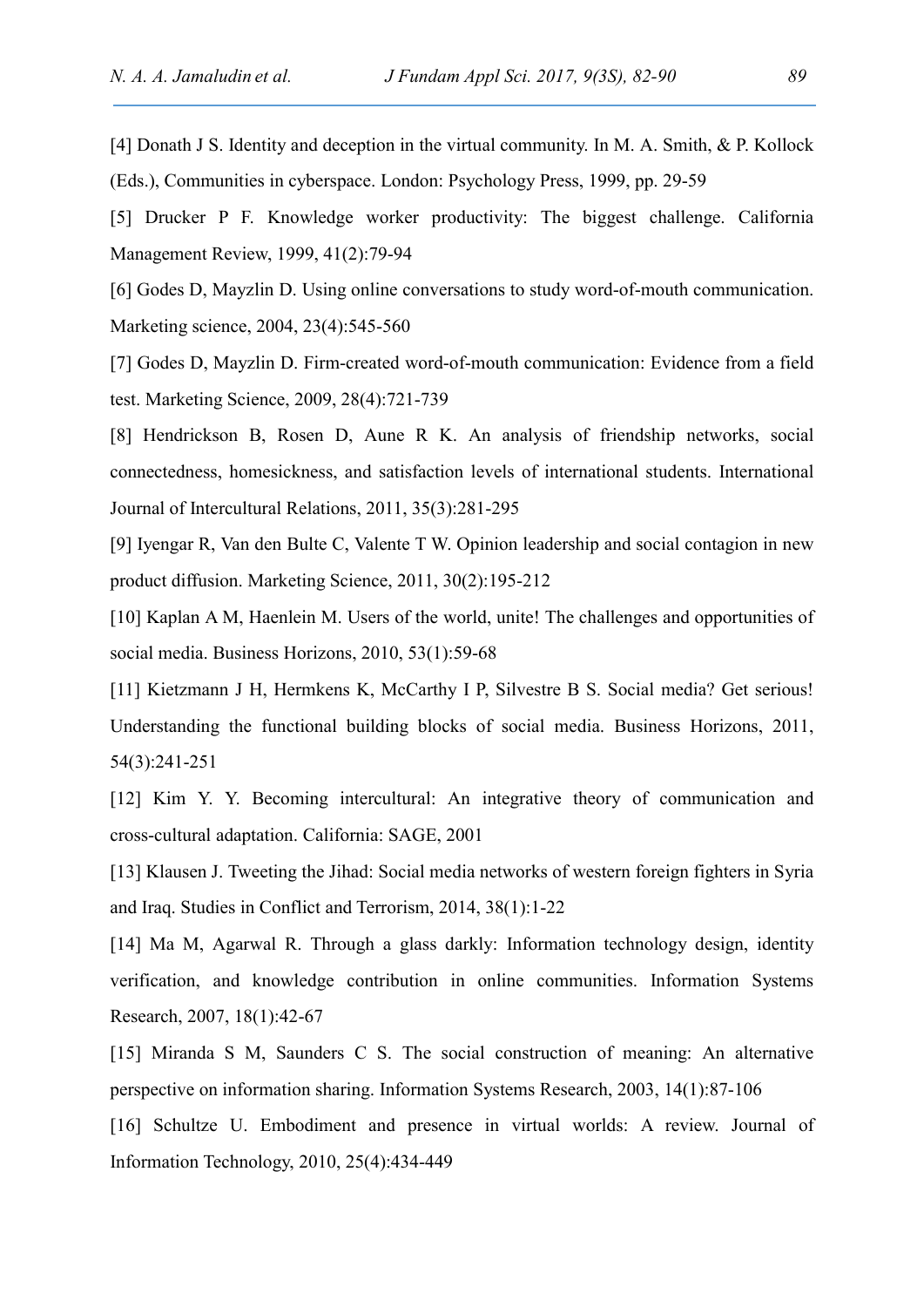[4] Donath J S. Identity and deception in the virtual community. In M. A. Smith, & P. Kollock (Eds.), Communities in cyberspace. London: Psychology Press, 1999, pp. 29-59

[5] Drucker P F. Knowledge worker productivity: The biggest challenge. California Management Review, 1999, 41(2):79-94

[6] Godes D, Mayzlin D. Using online conversations to study word-of-mouth communication. Marketing science, 2004, 23(4):545-560

[7] Godes D, Mayzlin D. Firm-created word-of-mouth communication: Evidence from a field test. Marketing Science, 2009, 28(4):721-739

[8] Hendrickson B, Rosen D, Aune R K. An analysis of friendship networks, social connectedness, homesickness, and satisfaction levels of international students. International Journal of Intercultural Relations, 2011, 35(3):281-295

[9] Iyengar R, Van den Bulte C, Valente T W. Opinion leadership and social contagion in new product diffusion. Marketing Science, 2011, 30(2):195-212

[10] Kaplan A M, Haenlein M. Users of the world, unite! The challenges and opportunities of social media. Business Horizons, 2010, 53(1):59-68

[11] Kietzmann J H, Hermkens K, McCarthy I P, Silvestre B S. Social media? Get serious! Understanding the functional building blocks of social media. Business Horizons, 2011, 54(3):241-251

[12] Kim Y. Y. Becoming intercultural: An integrative theory of communication and cross-cultural adaptation. California: SAGE, 2001

[13] Klausen J. Tweeting the Jihad: Social media networks of western foreign fighters in Syria and Iraq. Studies in Conflict and Terrorism, 2014, 38(1):1-22

[14] Ma M, Agarwal R. Through a glass darkly: Information technology design, identity verification, and knowledge contribution in online communities. Information Systems Research, 2007, 18(1):42-67

[15] Miranda S M, Saunders C S. The social construction of meaning: An alternative perspective on information sharing. Information Systems Research, 2003, 14(1):87-106

[16] Schultze U. Embodiment and presence in virtual worlds: A review. Journal of Information Technology, 2010, 25(4):434-449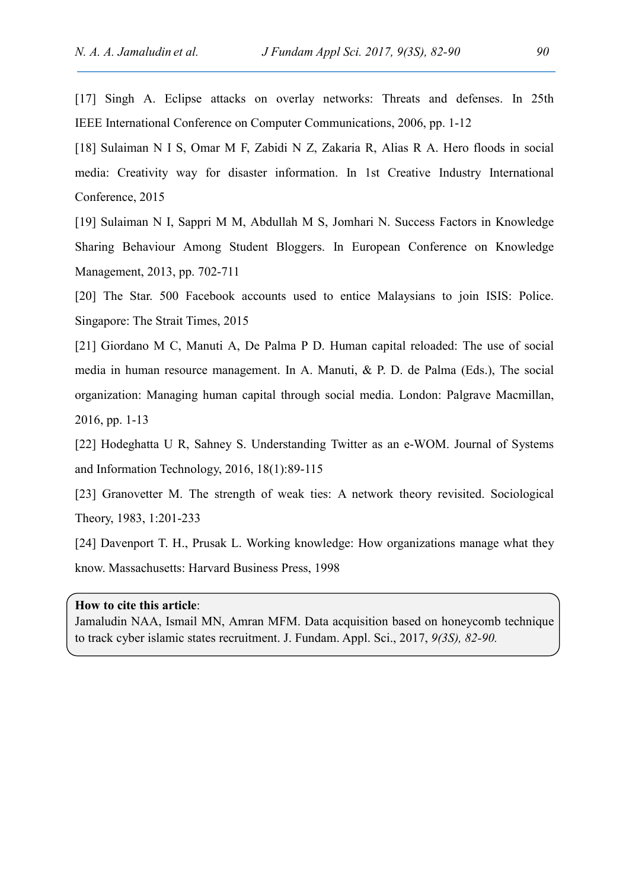[17] Singh A. Eclipse attacks on overlay networks: Threats and defenses. In 25th IEEE International Conference on Computer Communications, 2006, pp. 1-12

[18] Sulaiman N I S, Omar M F, Zabidi N Z, Zakaria R, Alias R A. Hero floods in social media: Creativity way for disaster information. In 1st Creative Industry International Conference, 2015

[19] Sulaiman N I, Sappri M M, Abdullah M S, Jomhari N. Success Factors in Knowledge Sharing Behaviour Among Student Bloggers. In European Conference on Knowledge Management, 2013, pp. 702-711

[20] The Star. 500 Facebook accounts used to entice Malaysians to join ISIS: Police. Singapore: The Strait Times, 2015

[21] Giordano M C, Manuti A, De Palma P D. Human capital reloaded: The use of social media in human resource management. In A. Manuti, & P. D. de Palma (Eds.), The social organization: Managing human capital through social media. London: Palgrave Macmillan, 2016, pp. 1-13

[22] Hodeghatta U R, Sahney S. Understanding Twitter as an e-WOM. Journal of Systems and Information Technology, 2016, 18(1):89-115

[23] Granovetter M. The strength of weak ties: A network theory revisited. Sociological Theory, 1983, 1:201-233

[24] Davenport T. H., Prusak L. Working knowledge: How organizations manage what they know. Massachusetts: Harvard Business Press, 1998

**How to cite this article**:
Jamaludin NAA, Ismail MN, Amran MFM. Data acquisition based on honeycomb technique to track cyber islamic states recruitment. J. Fundam. Appl. Sci., 2017, *9(3S), 82-90.*